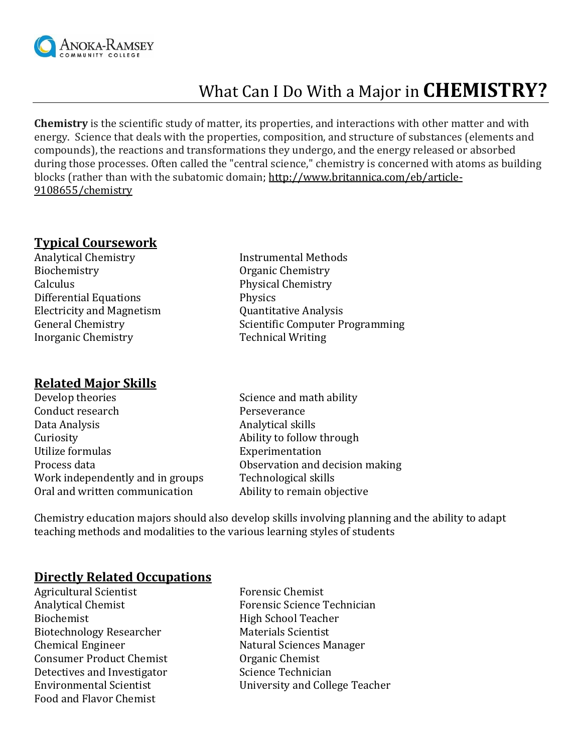Anoka-Ramsey Community College

# What Can I Do With a Major in **CHEMISTRY?**

**Chemistry** is the scientific study of matter, its properties, and interactions with other matter and with energy. Science that deals with the properties, composition, and structure of substances (elements and compounds), the reactions and transformations they undergo, and the energy released or absorbed during those processes. Often called the "central science," chemistry is concerned with atoms as building blocks (rather than with the subatomic domain; http://www.britannica.com/eb/article-9108655/chemistry

## Typical Coursework

- Analytical Chemistry
- Biochemistry
- Calculus
- Differential Equations
- Electricity and Magnetism
- General Chemistry
- Inorganic Chemistry
- Instrumental Methods
- Organic Chemistry
- Physical Chemistry
- Physics
- Quantitative Analysis
- Scientific Computer Programming
- Technical Writing

## Related Major Skills

- Develop theories
- Conduct research
- Data Analysis
- Curiosity
- Utilize formulas
- Process data
- Work independently and in groups
- Oral and written communication
- Science and math ability
- Perseverance
- Analytical skills
- Ability to follow through
- Experimentation
- Observation and decision making
- Technological skills
- Ability to remain objective

Chemistry education majors should also develop skills involving planning and the ability to adapt teaching methods and modalities to the various learning styles of students

## Directly Related Occupations

- Agricultural Scientist
- Analytical Chemist
- Biochemist
- Biotechnology Researcher
- Chemical Engineer
- Consumer Product Chemist
- Detectives and Investigator
- Environmental Scientist
- Food and Flavor Chemist
- Forensic Chemist
- Forensic Science Technician
- High School Teacher
- Materials Scientist
- Natural Sciences Manager
- Organic Chemist
- Science Technician
- University and College Teacher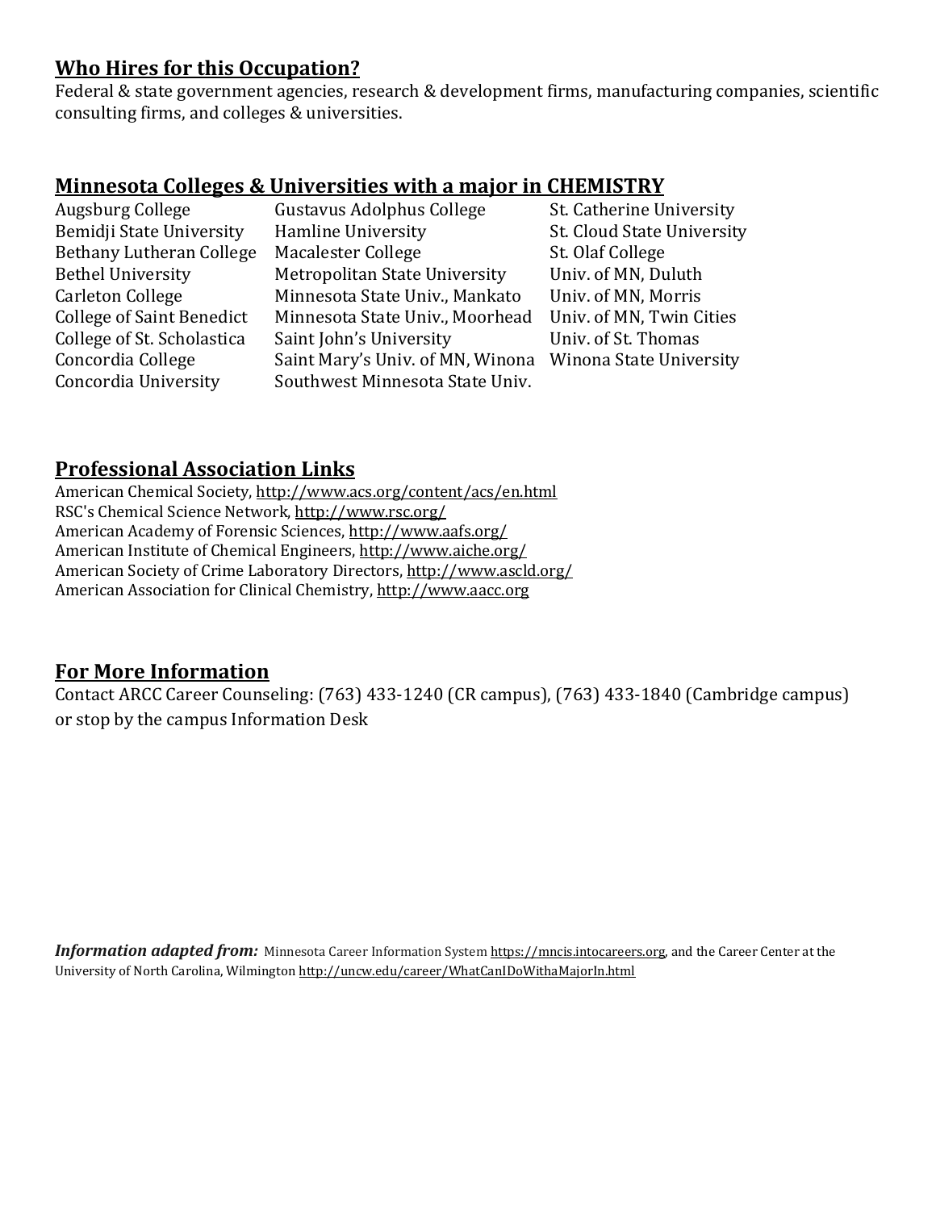## Who Hires for this Occupation?

Federal & state government agencies, research & development firms, manufacturing companies, scientific consulting firms, and colleges & universities.

## Minnesota Colleges & Universities with a major in CHEMISTRY

- Augsburg College
- Bemidji State University
- Bethany Lutheran College
- Bethel University
- Carleton College
- College of Saint Benedict
- College of St. Scholastica
- Concordia College
- Concordia University
- Gustavus Adolphus College
- Hamline University
- Macalester College
- Metropolitan State University
- Minnesota State Univ., Mankato
- Minnesota State Univ., Moorhead
- Saint John's University
- Saint Mary's Univ. of MN, Winona
- Southwest Minnesota State Univ.
- St. Catherine University
- St. Cloud State University
- St. Olaf College
- Univ. of MN, Duluth
- Univ. of MN, Morris
- Univ. of MN, Twin Cities
- Univ. of St. Thomas
- Winona State University

## Professional Association Links

American Chemical Society, http://www.acs.org/content/acs/en.html
RSC's Chemical Science Network, http://www.rsc.org/
American Academy of Forensic Sciences, http://www.aafs.org/
American Institute of Chemical Engineers, http://www.aiche.org/
American Society of Crime Laboratory Directors, http://www.ascld.org/
American Association for Clinical Chemistry, http://www.aacc.org

## For More Information

Contact ARCC Career Counseling: (763) 433-1240 (CR campus), (763) 433-1840 (Cambridge campus) or stop by the campus Information Desk

***Information adapted from:*** Minnesota Career Information System https://mncis.intocareers.org, and the Career Center at the University of North Carolina, Wilmington http://uncw.edu/career/WhatCanIDoWithaMajorIn.html